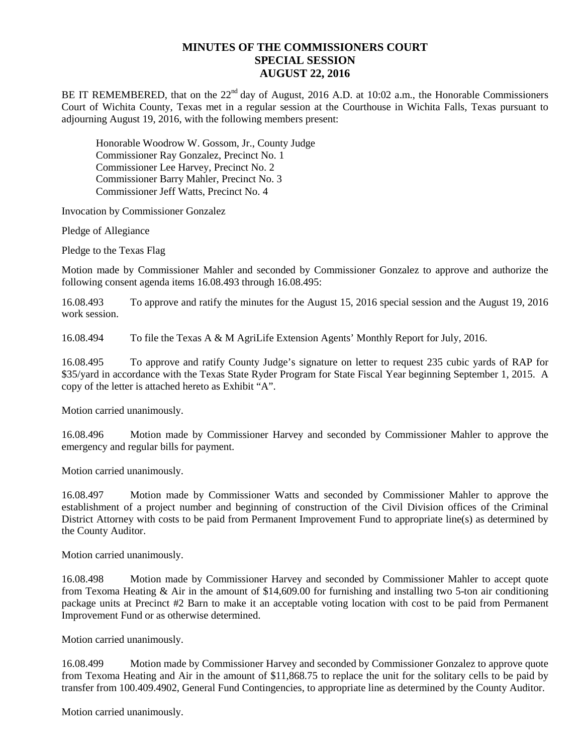# MINUTES OF THE COMMISSIONERS COURT
## SPECIAL SESSION
## AUGUST 22, 2016

BE IT REMEMBERED, that on the 22nd day of August, 2016 A.D. at 10:02 a.m., the Honorable Commissioners Court of Wichita County, Texas met in a regular session at the Courthouse in Wichita Falls, Texas pursuant to adjourning August 19, 2016, with the following members present:

Honorable Woodrow W. Gossom, Jr., County Judge
Commissioner Ray Gonzalez, Precinct No. 1
Commissioner Lee Harvey, Precinct No. 2
Commissioner Barry Mahler, Precinct No. 3
Commissioner Jeff Watts, Precinct No. 4

Invocation by Commissioner Gonzalez

Pledge of Allegiance

Pledge to the Texas Flag

Motion made by Commissioner Mahler and seconded by Commissioner Gonzalez to approve and authorize the following consent agenda items 16.08.493 through 16.08.495:

16.08.493 To approve and ratify the minutes for the August 15, 2016 special session and the August 19, 2016 work session.

16.08.494 To file the Texas A & M AgriLife Extension Agents' Monthly Report for July, 2016.

16.08.495 To approve and ratify County Judge's signature on letter to request 235 cubic yards of RAP for $35/yard in accordance with the Texas State Ryder Program for State Fiscal Year beginning September 1, 2015. A copy of the letter is attached hereto as Exhibit "A".

Motion carried unanimously.

16.08.496 Motion made by Commissioner Harvey and seconded by Commissioner Mahler to approve the emergency and regular bills for payment.

Motion carried unanimously.

16.08.497 Motion made by Commissioner Watts and seconded by Commissioner Mahler to approve the establishment of a project number and beginning of construction of the Civil Division offices of the Criminal District Attorney with costs to be paid from Permanent Improvement Fund to appropriate line(s) as determined by the County Auditor.

Motion carried unanimously.

16.08.498 Motion made by Commissioner Harvey and seconded by Commissioner Mahler to accept quote from Texoma Heating & Air in the amount of $14,609.00 for furnishing and installing two 5-ton air conditioning package units at Precinct #2 Barn to make it an acceptable voting location with cost to be paid from Permanent Improvement Fund or as otherwise determined.

Motion carried unanimously.

16.08.499 Motion made by Commissioner Harvey and seconded by Commissioner Gonzalez to approve quote from Texoma Heating and Air in the amount of $11,868.75 to replace the unit for the solitary cells to be paid by transfer from 100.409.4902, General Fund Contingencies, to appropriate line as determined by the County Auditor.

Motion carried unanimously.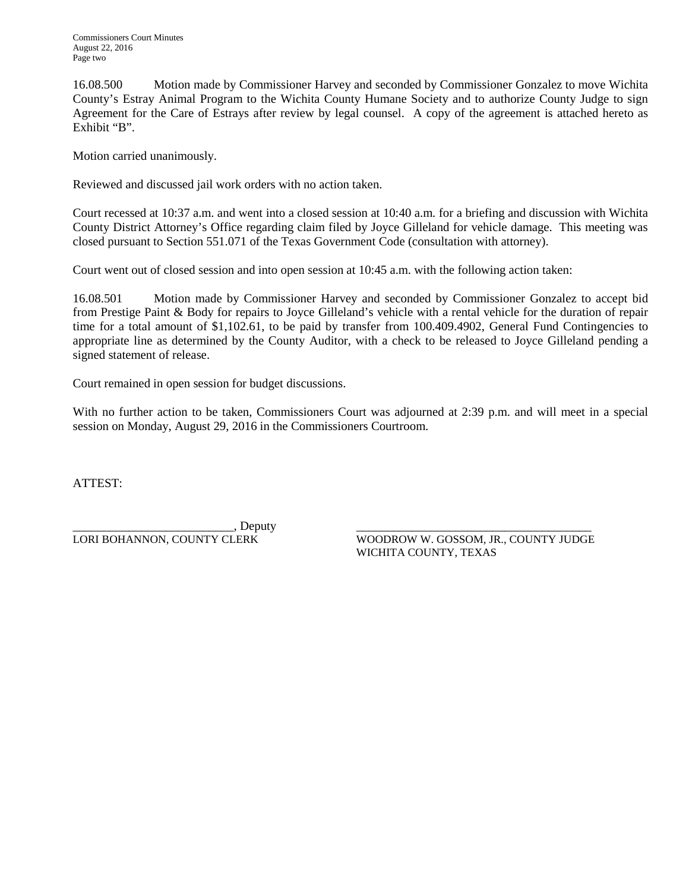16.08.500 Motion made by Commissioner Harvey and seconded by Commissioner Gonzalez to move Wichita County's Estray Animal Program to the Wichita County Humane Society and to authorize County Judge to sign Agreement for the Care of Estrays after review by legal counsel. A copy of the agreement is attached hereto as Exhibit "B".

Motion carried unanimously.

Reviewed and discussed jail work orders with no action taken.

Court recessed at 10:37 a.m. and went into a closed session at 10:40 a.m. for a briefing and discussion with Wichita County District Attorney's Office regarding claim filed by Joyce Gilleland for vehicle damage. This meeting was closed pursuant to Section 551.071 of the Texas Government Code (consultation with attorney).

Court went out of closed session and into open session at 10:45 a.m. with the following action taken:

16.08.501 Motion made by Commissioner Harvey and seconded by Commissioner Gonzalez to accept bid from Prestige Paint & Body for repairs to Joyce Gilleland's vehicle with a rental vehicle for the duration of repair time for a total amount of $1,102.61, to be paid by transfer from 100.409.4902, General Fund Contingencies to appropriate line as determined by the County Auditor, with a check to be released to Joyce Gilleland pending a signed statement of release.

Court remained in open session for budget discussions.

With no further action to be taken, Commissioners Court was adjourned at 2:39 p.m. and will meet in a special session on Monday, August 29, 2016 in the Commissioners Courtroom.

ATTEST:

__________________________, Deputy
LORI BOHANNON, COUNTY CLERK

______________________________________
WOODROW W. GOSSOM, JR., COUNTY JUDGE
WICHITA COUNTY, TEXAS